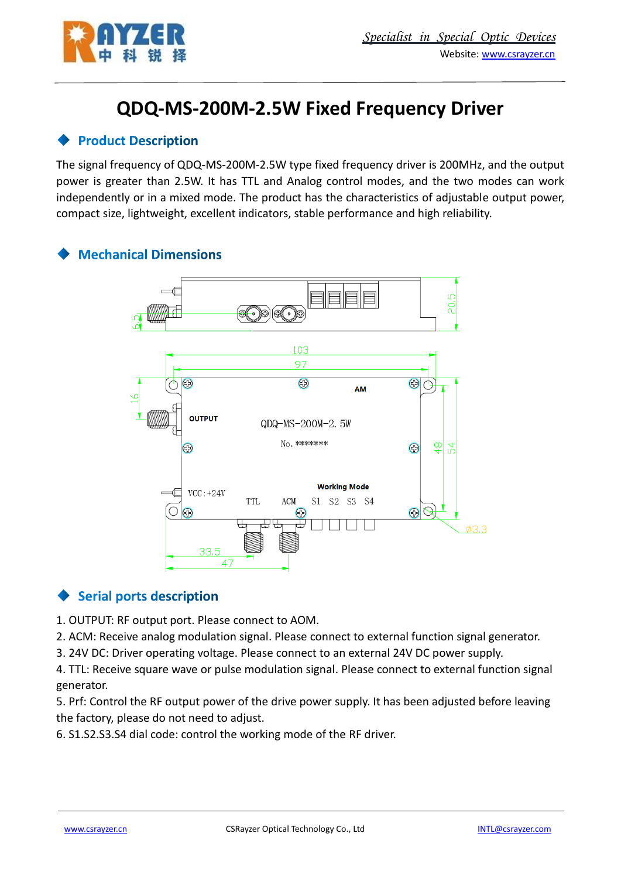# QDQ-MS-200M-2.5W Fixed Frequency Driver

## Product Description

The signal frequency of QDQ-MS-200M-2.5W type fixed frequency driver is 200MHz, and the output power is greater than 2.5W. It has TTL and Analog control modes, and the two modes can work independently or in a mixed mode. The product has the characteristics of adjustable output power, compact size, lightweight, excellent indicators, stable performance and high reliability.

## Mechanical Dimensions

## Serial ports description

1. OUTPUT: RF output port. Please connect to AOM.
2. ACM: Receive analog modulation signal. Please connect to external function signal generator.
3. 24V DC: Driver operating voltage. Please connect to an external 24V DC power supply.
4. TTL: Receive square wave or pulse modulation signal. Please connect to external function signal generator.
5. Prf: Control the RF output power of the drive power supply. It has been adjusted before leaving the factory, please do not need to adjust.
6. S1.S2.S3.S4 dial code: control the working mode of the RF driver.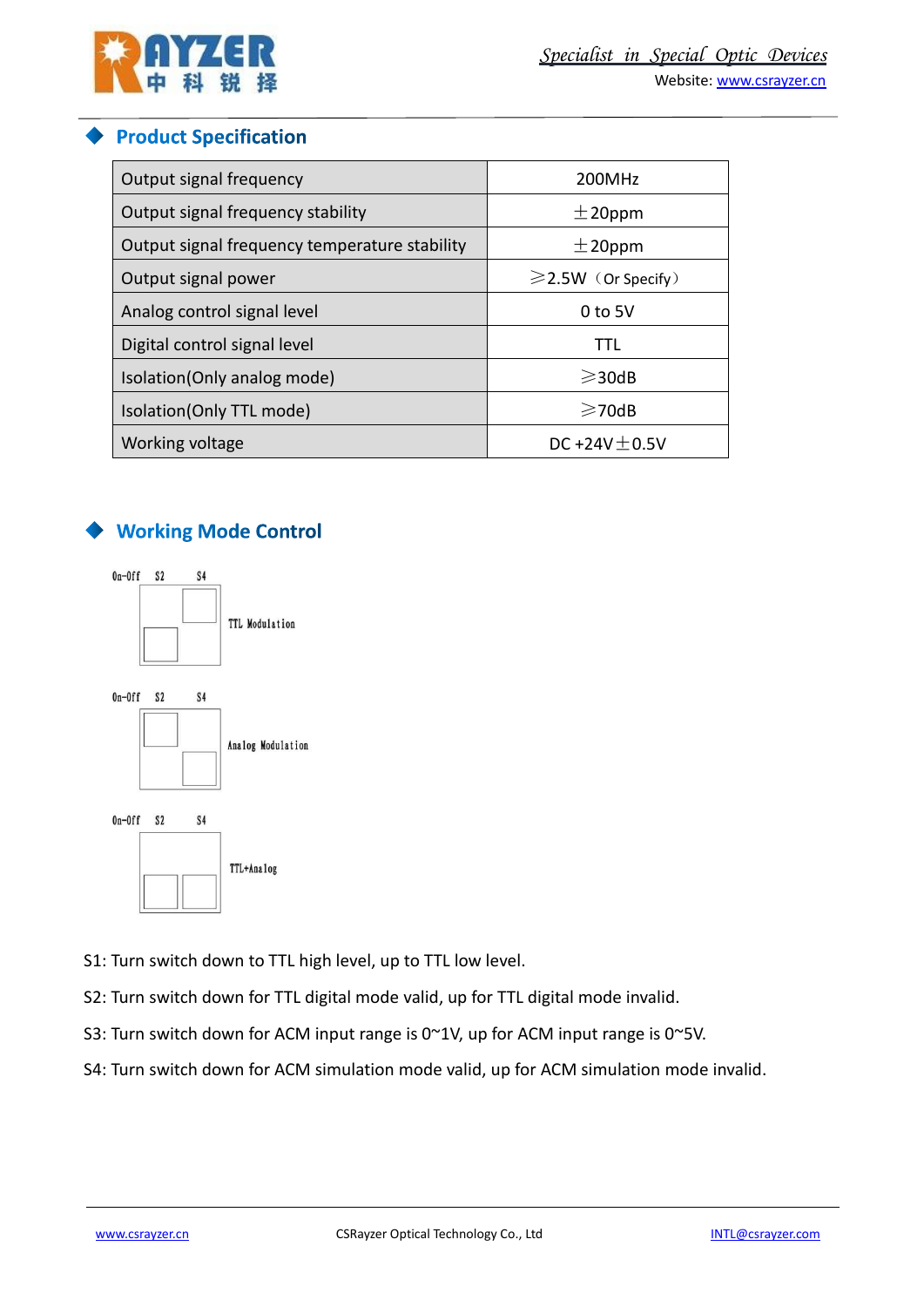## Product Specification

| Output signal frequency | 200MHz |
|---|---|
| Output signal frequency stability | ±20ppm |
| Output signal frequency temperature stability | ±20ppm |
| Output signal power | ≥2.5W（Or Specify） |
| Analog control signal level | 0 to 5V |
| Digital control signal level | TTL |
| Isolation(Only analog mode) | ≥30dB |
| Isolation(Only TTL mode) | ≥70dB |
| Working voltage | DC +24V±0.5V |

## Working Mode Control

On-Off S2 S4 — TTL Modulation

On-Off S2 S4 — Analog Modulation

On-Off S2 S4 — TTL+Analog

S1: Turn switch down to TTL high level, up to TTL low level.

S2: Turn switch down for TTL digital mode valid, up for TTL digital mode invalid.

S3: Turn switch down for ACM input range is 0~1V, up for ACM input range is 0~5V.

S4: Turn switch down for ACM simulation mode valid, up for ACM simulation mode invalid.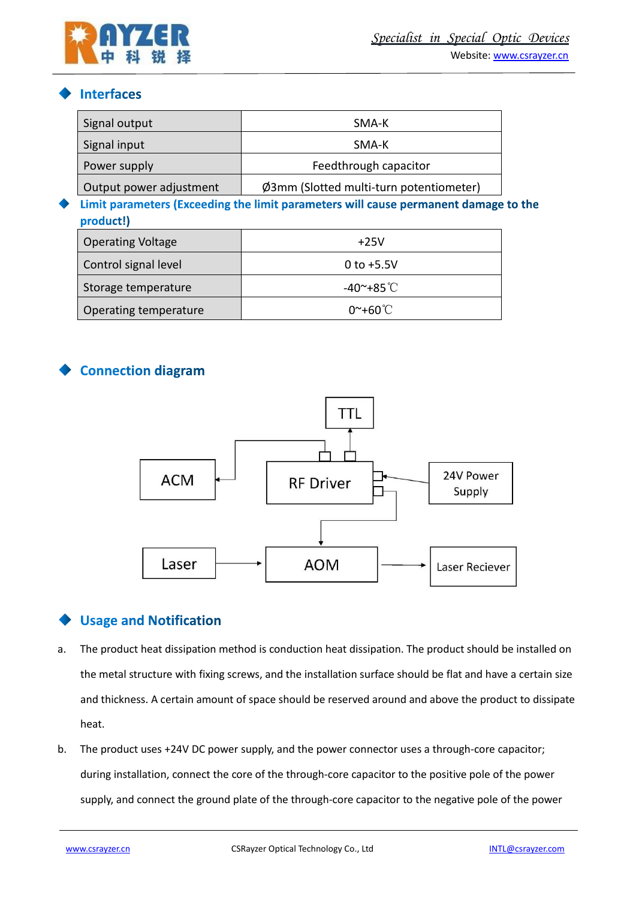## Interfaces

| Signal output | SMA-K |
|---|---|
| Signal input | SMA-K |
| Power supply | Feedthrough capacitor |
| Output power adjustment | Ø3mm (Slotted multi-turn potentiometer) |

## Limit parameters (Exceeding the limit parameters will cause permanent damage to the product!)

| Operating Voltage | +25V |
|---|---|
| Control signal level | 0 to +5.5V |
| Storage temperature | -40~+85℃ |
| Operating temperature | 0~+60℃ |

## Connection diagram

TTL

ACM

RF Driver

24V Power Supply

Laser

AOM

Laser Reciever

## Usage and Notification

a. The product heat dissipation method is conduction heat dissipation. The product should be installed on the metal structure with fixing screws, and the installation surface should be flat and have a certain size and thickness. A certain amount of space should be reserved around and above the product to dissipate heat.

b. The product uses +24V DC power supply, and the power connector uses a through-core capacitor; during installation, connect the core of the through-core capacitor to the positive pole of the power supply, and connect the ground plate of the through-core capacitor to the negative pole of the power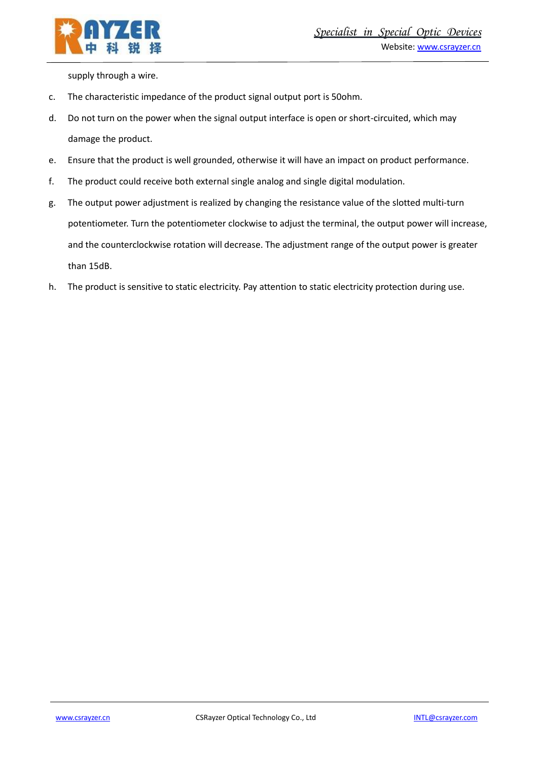supply through a wire.

c. The characteristic impedance of the product signal output port is 50ohm.

d. Do not turn on the power when the signal output interface is open or short-circuited, which may damage the product.

e. Ensure that the product is well grounded, otherwise it will have an impact on product performance.

f. The product could receive both external single analog and single digital modulation.

g. The output power adjustment is realized by changing the resistance value of the slotted multi-turn potentiometer. Turn the potentiometer clockwise to adjust the terminal, the output power will increase, and the counterclockwise rotation will decrease. The adjustment range of the output power is greater than 15dB.

h. The product is sensitive to static electricity. Pay attention to static electricity protection during use.